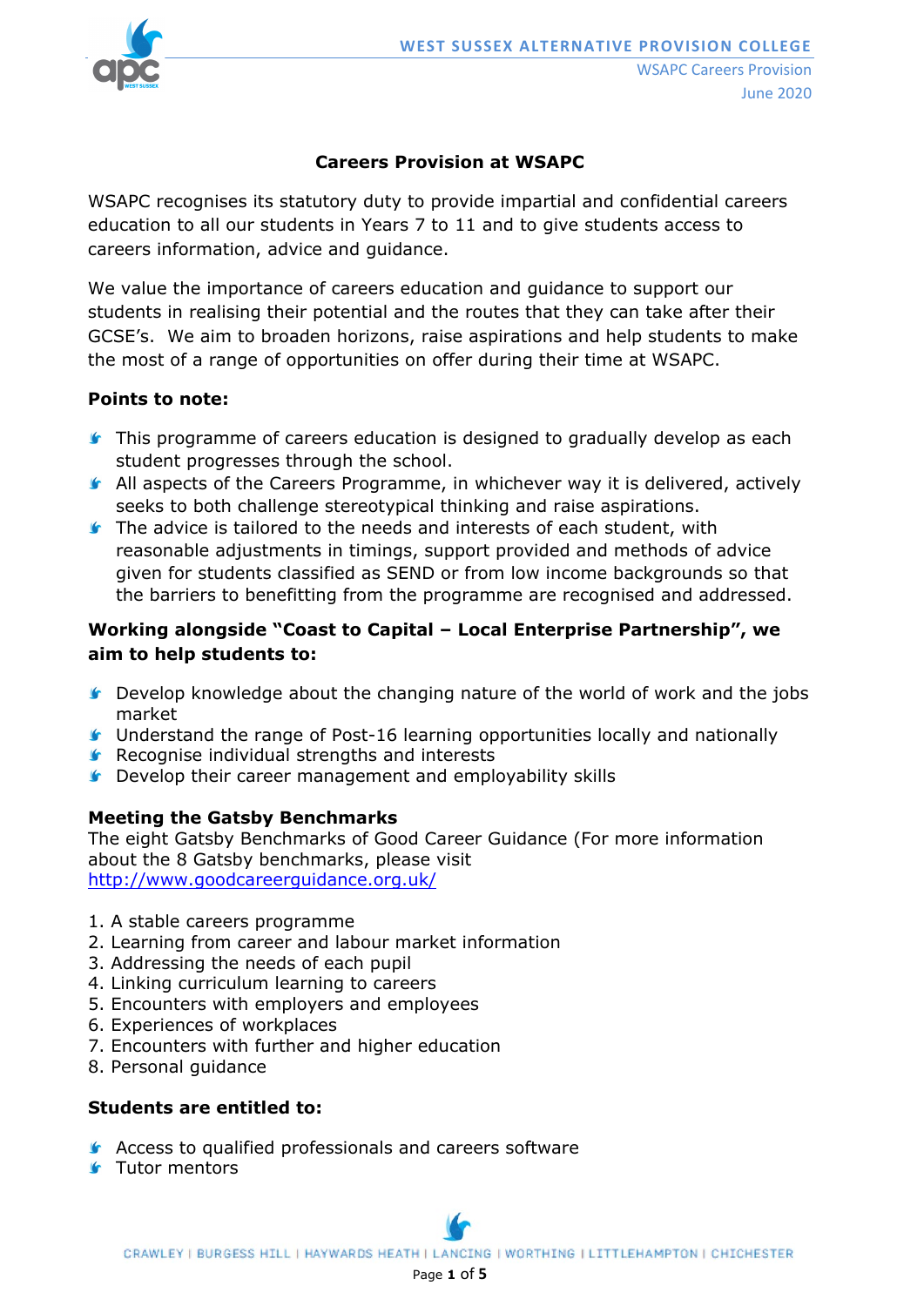## Careers Provision at WSAPC

WSAPC recognises its statutory duty to provide impartial and confidential careers education to all our students in Years 7 to 11 and to give students access to careers information, advice and guidance.

We value the importance of careers education and guidance to support our students in realising their potential and the routes that they can take after their GCSE's. We aim to broaden horizons, raise aspirations and help students to make the most of a range of opportunities on offer during their time at WSAPC.

**Points to note:**

- This programme of careers education is designed to gradually develop as each student progresses through the school.
- All aspects of the Careers Programme, in whichever way it is delivered, actively seeks to both challenge stereotypical thinking and raise aspirations.
- The advice is tailored to the needs and interests of each student, with reasonable adjustments in timings, support provided and methods of advice given for students classified as SEND or from low income backgrounds so that the barriers to benefitting from the programme are recognised and addressed.

**Working alongside "Coast to Capital – Local Enterprise Partnership", we aim to help students to:**

- Develop knowledge about the changing nature of the world of work and the jobs market
- Understand the range of Post-16 learning opportunities locally and nationally
- Recognise individual strengths and interests
- Develop their career management and employability skills

**Meeting the Gatsby Benchmarks**

The eight Gatsby Benchmarks of Good Career Guidance (For more information about the 8 Gatsby benchmarks, please visit http://www.goodcareerguidance.org.uk/

1. A stable careers programme
2. Learning from career and labour market information
3. Addressing the needs of each pupil
4. Linking curriculum learning to careers
5. Encounters with employers and employees
6. Experiences of workplaces
7. Encounters with further and higher education
8. Personal guidance

**Students are entitled to:**

- Access to qualified professionals and careers software
- Tutor mentors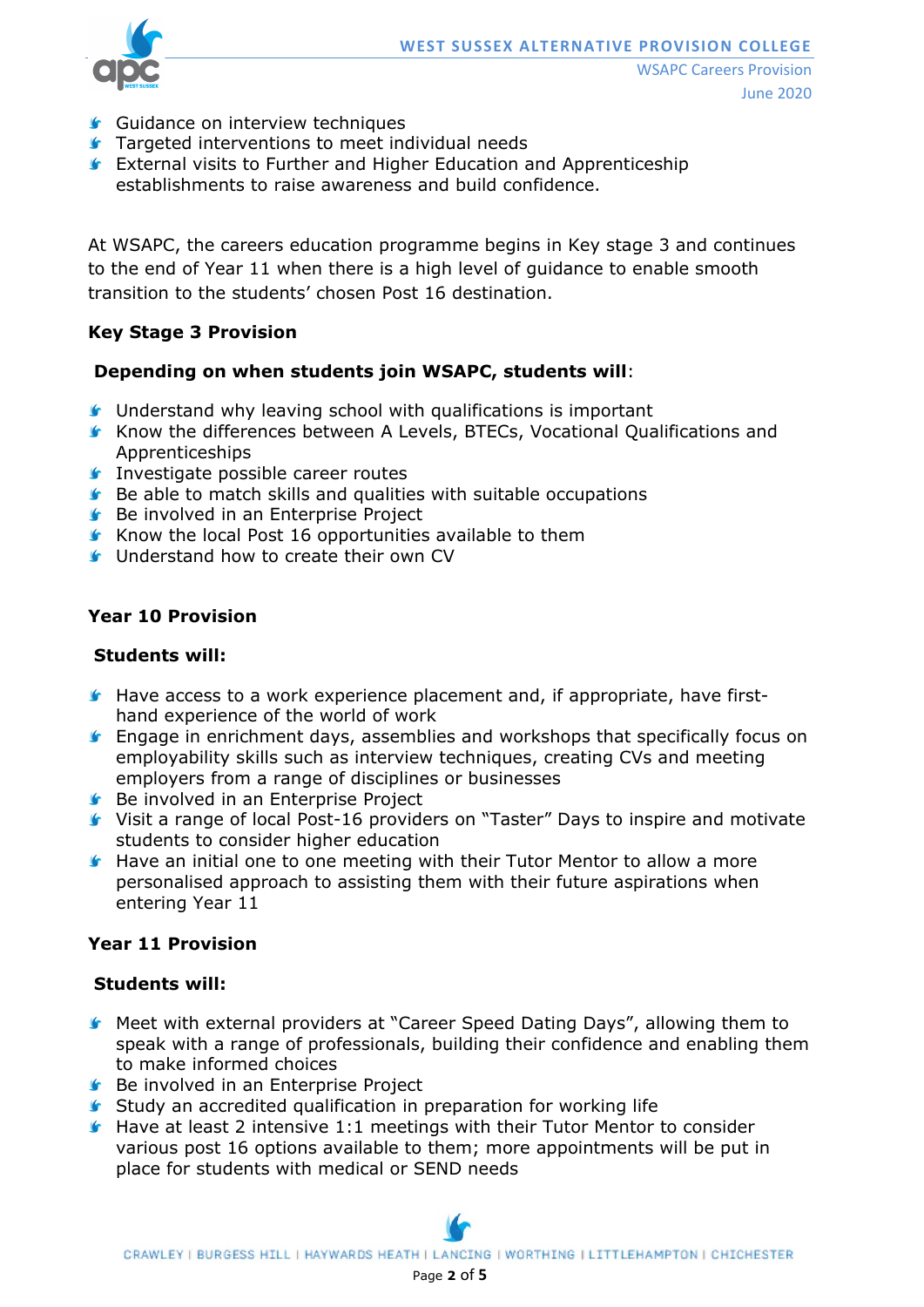- Guidance on interview techniques
- Targeted interventions to meet individual needs
- External visits to Further and Higher Education and Apprenticeship establishments to raise awareness and build confidence.

At WSAPC, the careers education programme begins in Key stage 3 and continues to the end of Year 11 when there is a high level of guidance to enable smooth transition to the students' chosen Post 16 destination.

**Key Stage 3 Provision**

**Depending on when students join WSAPC, students will**:

- Understand why leaving school with qualifications is important
- Know the differences between A Levels, BTECs, Vocational Qualifications and Apprenticeships
- Investigate possible career routes
- Be able to match skills and qualities with suitable occupations
- Be involved in an Enterprise Project
- Know the local Post 16 opportunities available to them
- Understand how to create their own CV

**Year 10 Provision**

**Students will:**

- Have access to a work experience placement and, if appropriate, have first-hand experience of the world of work
- Engage in enrichment days, assemblies and workshops that specifically focus on employability skills such as interview techniques, creating CVs and meeting employers from a range of disciplines or businesses
- Be involved in an Enterprise Project
- Visit a range of local Post-16 providers on "Taster" Days to inspire and motivate students to consider higher education
- Have an initial one to one meeting with their Tutor Mentor to allow a more personalised approach to assisting them with their future aspirations when entering Year 11

**Year 11 Provision**

**Students will:**

- Meet with external providers at "Career Speed Dating Days", allowing them to speak with a range of professionals, building their confidence and enabling them to make informed choices
- Be involved in an Enterprise Project
- Study an accredited qualification in preparation for working life
- Have at least 2 intensive 1:1 meetings with their Tutor Mentor to consider various post 16 options available to them; more appointments will be put in place for students with medical or SEND needs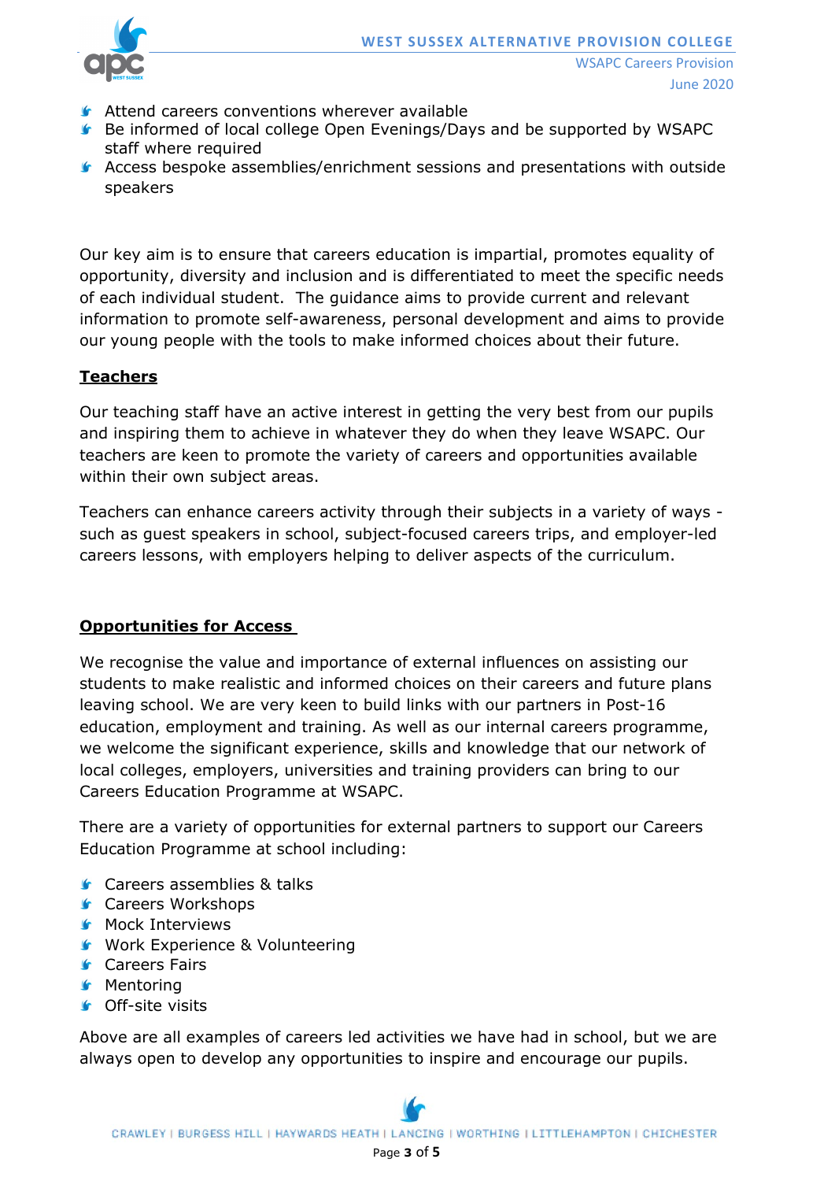- Attend careers conventions wherever available
- Be informed of local college Open Evenings/Days and be supported by WSAPC staff where required
- Access bespoke assemblies/enrichment sessions and presentations with outside speakers

Our key aim is to ensure that careers education is impartial, promotes equality of opportunity, diversity and inclusion and is differentiated to meet the specific needs of each individual student. The guidance aims to provide current and relevant information to promote self-awareness, personal development and aims to provide our young people with the tools to make informed choices about their future.

## **Teachers**

Our teaching staff have an active interest in getting the very best from our pupils and inspiring them to achieve in whatever they do when they leave WSAPC. Our teachers are keen to promote the variety of careers and opportunities available within their own subject areas.

Teachers can enhance careers activity through their subjects in a variety of ways - such as guest speakers in school, subject-focused careers trips, and employer-led careers lessons, with employers helping to deliver aspects of the curriculum.

## **Opportunities for Access**

We recognise the value and importance of external influences on assisting our students to make realistic and informed choices on their careers and future plans leaving school. We are very keen to build links with our partners in Post-16 education, employment and training. As well as our internal careers programme, we welcome the significant experience, skills and knowledge that our network of local colleges, employers, universities and training providers can bring to our Careers Education Programme at WSAPC.

There are a variety of opportunities for external partners to support our Careers Education Programme at school including:

- Careers assemblies & talks
- Careers Workshops
- Mock Interviews
- Work Experience & Volunteering
- Careers Fairs
- Mentoring
- Off-site visits

Above are all examples of careers led activities we have had in school, but we are always open to develop any opportunities to inspire and encourage our pupils.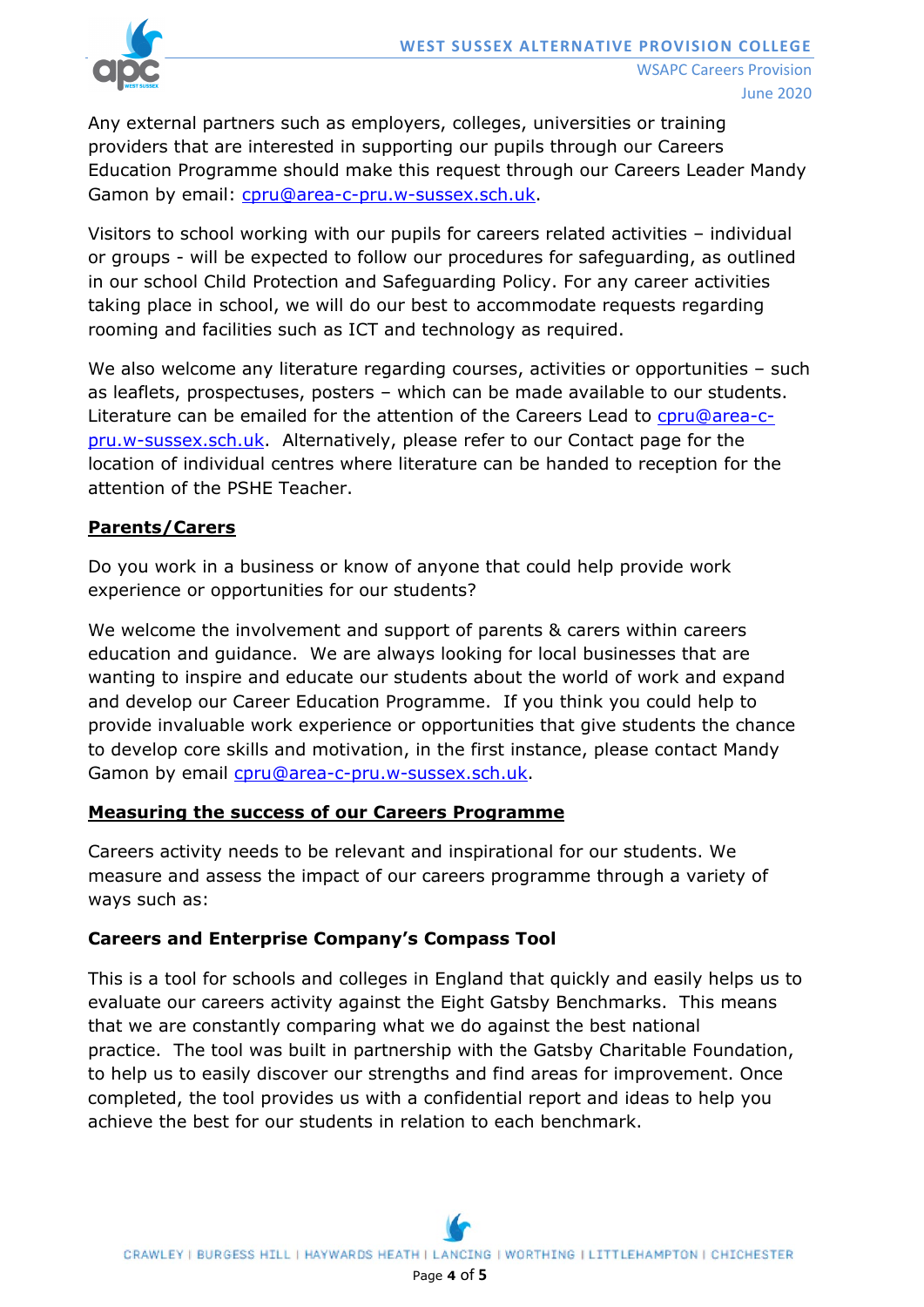Any external partners such as employers, colleges, universities or training providers that are interested in supporting our pupils through our Careers Education Programme should make this request through our Careers Leader Mandy Gamon by email: cpru@area-c-pru.w-sussex.sch.uk.

Visitors to school working with our pupils for careers related activities – individual or groups - will be expected to follow our procedures for safeguarding, as outlined in our school Child Protection and Safeguarding Policy. For any career activities taking place in school, we will do our best to accommodate requests regarding rooming and facilities such as ICT and technology as required.

We also welcome any literature regarding courses, activities or opportunities – such as leaflets, prospectuses, posters – which can be made available to our students. Literature can be emailed for the attention of the Careers Lead to cpru@area-c-pru.w-sussex.sch.uk. Alternatively, please refer to our Contact page for the location of individual centres where literature can be handed to reception for the attention of the PSHE Teacher.

**Parents/Carers**

Do you work in a business or know of anyone that could help provide work experience or opportunities for our students?

We welcome the involvement and support of parents & carers within careers education and guidance. We are always looking for local businesses that are wanting to inspire and educate our students about the world of work and expand and develop our Career Education Programme. If you think you could help to provide invaluable work experience or opportunities that give students the chance to develop core skills and motivation, in the first instance, please contact Mandy Gamon by email cpru@area-c-pru.w-sussex.sch.uk.

**Measuring the success of our Careers Programme**

Careers activity needs to be relevant and inspirational for our students. We measure and assess the impact of our careers programme through a variety of ways such as:

**Careers and Enterprise Company's Compass Tool**

This is a tool for schools and colleges in England that quickly and easily helps us to evaluate our careers activity against the Eight Gatsby Benchmarks. This means that we are constantly comparing what we do against the best national practice. The tool was built in partnership with the Gatsby Charitable Foundation, to help us to easily discover our strengths and find areas for improvement. Once completed, the tool provides us with a confidential report and ideas to help you achieve the best for our students in relation to each benchmark.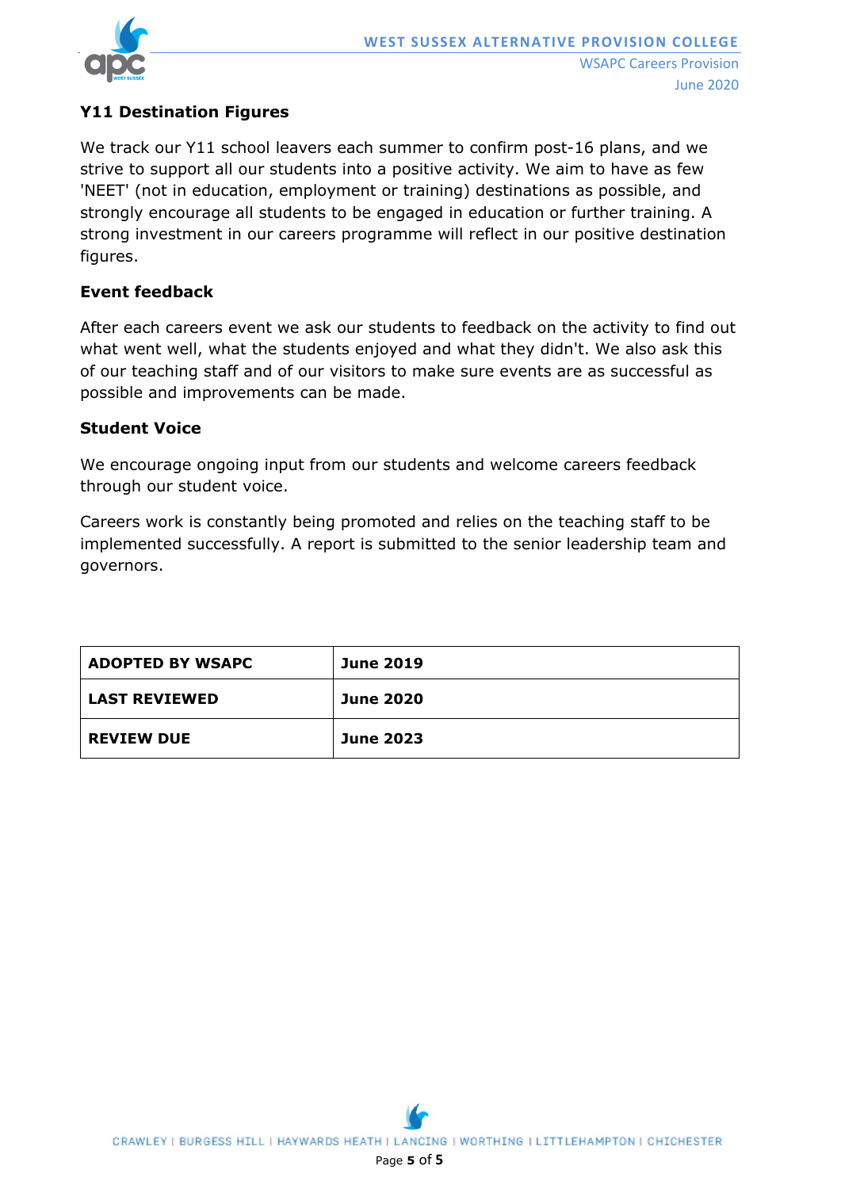### Y11 Destination Figures

We track our Y11 school leavers each summer to confirm post-16 plans, and we strive to support all our students into a positive activity. We aim to have as few 'NEET' (not in education, employment or training) destinations as possible, and strongly encourage all students to be engaged in education or further training. A strong investment in our careers programme will reflect in our positive destination figures.

### Event feedback

After each careers event we ask our students to feedback on the activity to find out what went well, what the students enjoyed and what they didn't. We also ask this of our teaching staff and of our visitors to make sure events are as successful as possible and improvements can be made.

### Student Voice

We encourage ongoing input from our students and welcome careers feedback through our student voice.

Careers work is constantly being promoted and relies on the teaching staff to be implemented successfully. A report is submitted to the senior leadership team and governors.

| | |
|---|---|
| **ADOPTED BY WSAPC** | **June 2019** |
| **LAST REVIEWED** | **June 2020** |
| **REVIEW DUE** | **June 2023** |